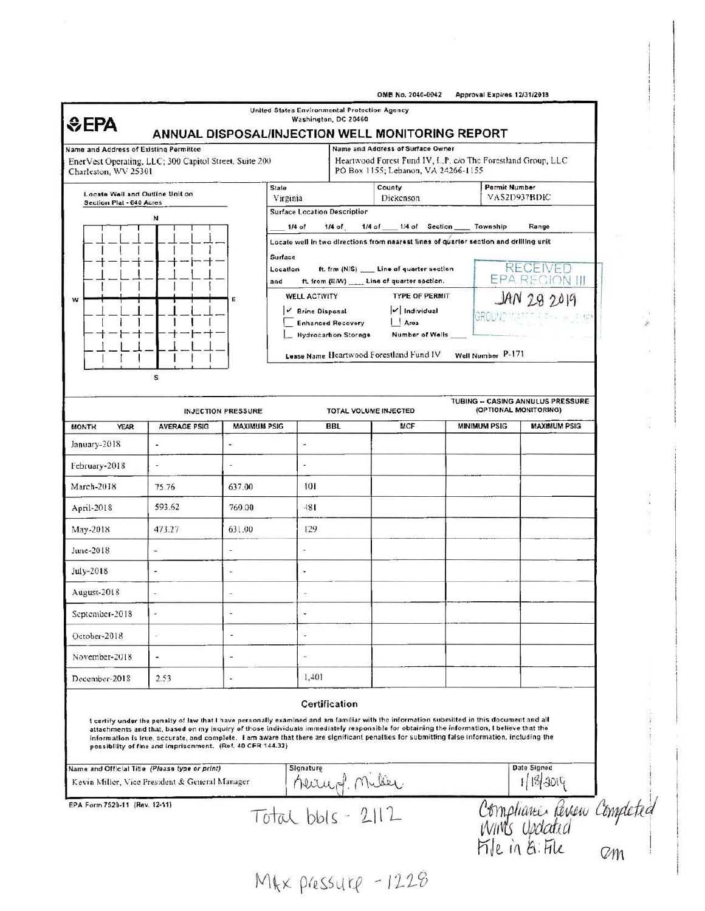OMB No. 2040-0042 Approval Expires 12/31/2018

**EPA**

United States Environmental Protection Agency
Washington, DC 20460

# ANNUAL DISPOSAL/INJECTION WELL MONITORING REPORT

**Name and Address of Existing Permittee**
EnerVest Operating, LLC; 300 Capitol Street, Suite 200
Charleston, WV 25301

**Name and Address of Surface Owner**
Heartwood Forest Fund IV, L.P. c/o The Forestland Group, LLC
PO Box 1155; Lebanon, VA 24266-1155

**Locate Well and Outline Unit on Section Plat - 640 Acres**

N / W / E / S

| State | County | Permit Number |
|---|---|---|
| Virginia | Dickenson | VAS2D937BDIC |

**Surface Location Description**

___ 1/4 of ___ 1/4 of ___ 1/4 of ___ 1/4 of Section ___ Township ___ Range ___

Locate well in two directions from nearest lines of quarter section and drilling unit

Surface Location ___ ft. frm (N/S) ___ Line of quarter section
and ___ ft. from (E/W) ___ Line of quarter section.

**WELL ACTIVITY**
- [x] Brine Disposal
- [ ] Enhanced Recovery
- [ ] Hydrocarbon Storage

**TYPE OF PERMIT**
- [x] Individual
- [ ] Area

Number of Wells ___

RECEIVED
EPA REGION III
JAN 28 2019
GROUND WATER & ENFORCEMENT

Lease Name Heartwood Forestland Fund IV  Well Number P-171

| MONTH YEAR | INJECTION PRESSURE | | TOTAL VOLUME INJECTED | | TUBING -- CASING ANNULUS PRESSURE (OPTIONAL MONITORING) | |
|---|---|---|---|---|---|---|
| | AVERAGE PSIG | MAXIMUM PSIG | BBL | MCF | MINIMUM PSIG | MAXIMUM PSIG |
| January-2018 | - | - | - | | | |
| February-2018 | - | - | - | | | |
| March-2018 | 75.76 | 637.00 | 101 | | | |
| April-2018 | 593.62 | 760.00 | 481 | | | |
| May-2018 | 473.27 | 631.00 | 129 | | | |
| June-2018 | - | - | - | | | |
| July-2018 | - | - | - | | | |
| August-2018 | - | - | - | | | |
| September-2018 | - | - | - | | | |
| October-2018 | - | - | - | | | |
| November-2018 | - | - | - | | | |
| December-2018 | 2.53 | - | 1,401 | | | |

## Certification

I certify under the penalty of law that I have personally examined and am familiar with the information submitted in this document and all attachments and that, based on my inquiry of those individuals immediately responsible for obtaining the information, I believe that the information is true, accurate, and complete. I am aware that there are significant penalties for submitting false information, including the possibility of fine and imprisonment. (Ref. 40 CFR 144.32)

| Name and Official Title *(Please type or print)* | Signature | Date Signed |
|---|---|---|
| Kevin Miller, Vice President & General Manager | Kevin J. Miller | 1/18/2019 |

EPA Form 7520-11 (Rev. 12-11)

Total bbls - 2112

Max pressure - 1228

Compliance Review Completed
WINS Updated
File in E: File
em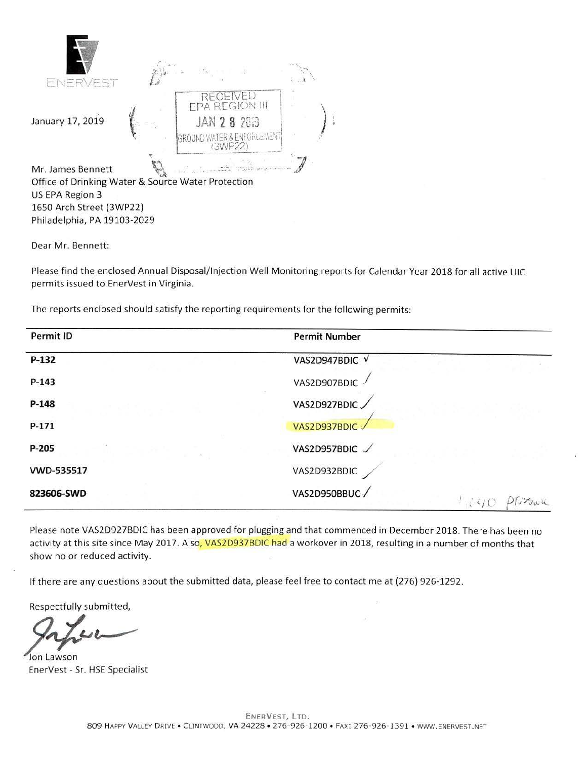ENERVEST

January 17, 2019

RECEIVED
EPA REGION III
JAN 2 8 2019
GROUND WATER & ENFORCEMENT
(3WP22)

Mr. James Bennett
Office of Drinking Water & Source Water Protection
US EPA Region 3
1650 Arch Street (3WP22)
Philadelphia, PA 19103-2029

Dear Mr. Bennett:

Please find the enclosed Annual Disposal/Injection Well Monitoring reports for Calendar Year 2018 for all active UIC permits issued to EnerVest in Virginia.

The reports enclosed should satisfy the reporting requirements for the following permits:

| Permit ID | Permit Number |
|---|---|
| **P-132** | VAS2D947BDIC ✓ |
| **P-143** | VAS2D907BDIC ✓ |
| **P-148** | VAS2D927BDIC ✓ |
| **P-171** | VAS2D937BDIC ✓ |
| **P-205** | VAS2D957BDIC ✓ |
| **VWD-535517** | VAS2D932BDIC ✓ |
| **823606-SWD** | VAS2D950BBUC ✓ 1,240 pressure |

Please note VAS2D927BDIC has been approved for plugging and that commenced in December 2018. There has been no activity at this site since May 2017. Also, VAS2D937BDIC had a workover in 2018, resulting in a number of months that show no or reduced activity.

If there are any questions about the submitted data, please feel free to contact me at (276) 926-1292.

Respectfully submitted,

Jon Lawson
EnerVest - Sr. HSE Specialist

ENERVEST, LTD.
809 HAPPY VALLEY DRIVE • CLINTWOOD, VA 24228 • 276-926-1200 • FAX: 276-926-1391 • WWW.ENERVEST.NET